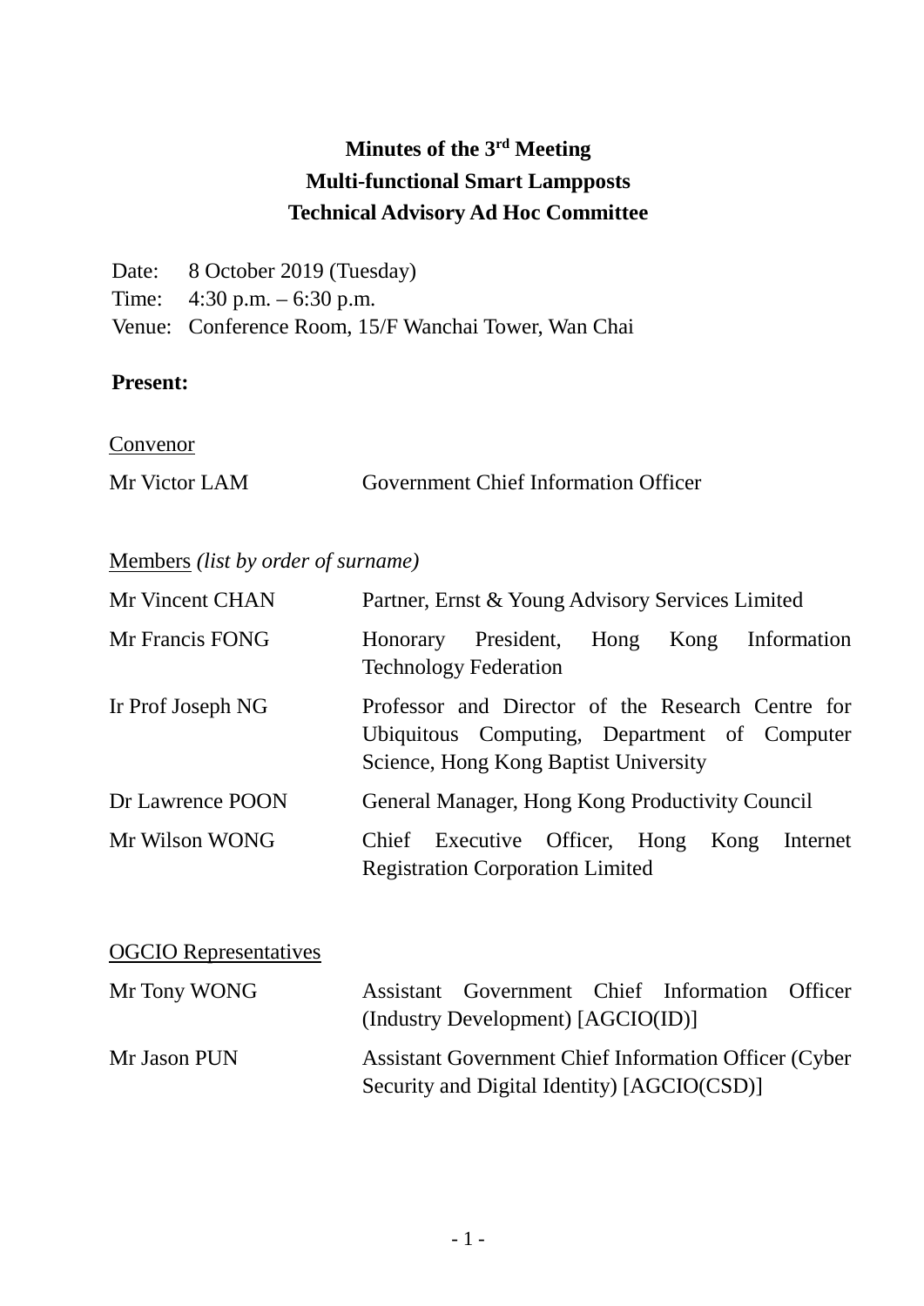# Minutes of the 3rd Meeting
# Multi-functional Smart Lampposts
# Technical Advisory Ad Hoc Committee

Date: 8 October 2019 (Tuesday)
Time: 4:30 p.m. – 6:30 p.m.
Venue: Conference Room, 15/F Wanchai Tower, Wan Chai

**Present:**

Convenor

| | |
|---|---|
| Mr Victor LAM | Government Chief Information Officer |

Members *(list by order of surname)*

| | |
|---|---|
| Mr Vincent CHAN | Partner, Ernst & Young Advisory Services Limited |
| Mr Francis FONG | Honorary President, Hong Kong Information Technology Federation |
| Ir Prof Joseph NG | Professor and Director of the Research Centre for Ubiquitous Computing, Department of Computer Science, Hong Kong Baptist University |
| Dr Lawrence POON | General Manager, Hong Kong Productivity Council |
| Mr Wilson WONG | Chief Executive Officer, Hong Kong Internet Registration Corporation Limited |

OGCIO Representatives

| | |
|---|---|
| Mr Tony WONG | Assistant Government Chief Information Officer (Industry Development) [AGCIO(ID)] |
| Mr Jason PUN | Assistant Government Chief Information Officer (Cyber Security and Digital Identity) [AGCIO(CSD)] |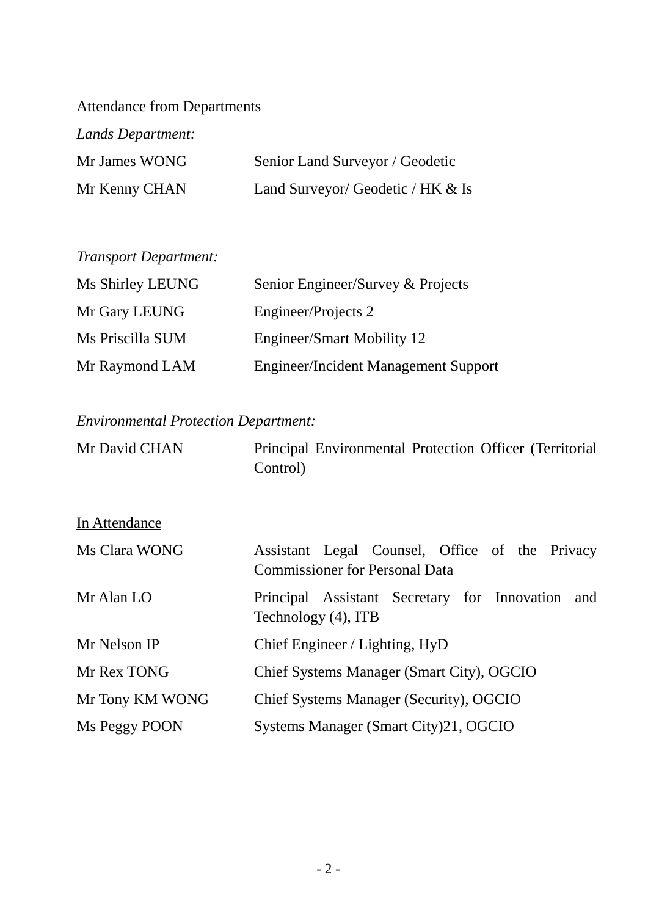<u>Attendance from Departments</u>

*Lands Department:*

| | |
|---|---|
| Mr James WONG | Senior Land Surveyor / Geodetic |
| Mr Kenny CHAN | Land Surveyor/ Geodetic / HK & Is |

*Transport Department:*

| | |
|---|---|
| Ms Shirley LEUNG | Senior Engineer/Survey & Projects |
| Mr Gary LEUNG | Engineer/Projects 2 |
| Ms Priscilla SUM | Engineer/Smart Mobility 12 |
| Mr Raymond LAM | Engineer/Incident Management Support |

*Environmental Protection Department:*

| | |
|---|---|
| Mr David CHAN | Principal Environmental Protection Officer (Territorial Control) |

<u>In Attendance</u>

| | |
|---|---|
| Ms Clara WONG | Assistant Legal Counsel, Office of the Privacy Commissioner for Personal Data |
| Mr Alan LO | Principal Assistant Secretary for Innovation and Technology (4), ITB |
| Mr Nelson IP | Chief Engineer / Lighting, HyD |
| Mr Rex TONG | Chief Systems Manager (Smart City), OGCIO |
| Mr Tony KM WONG | Chief Systems Manager (Security), OGCIO |
| Ms Peggy POON | Systems Manager (Smart City)21, OGCIO |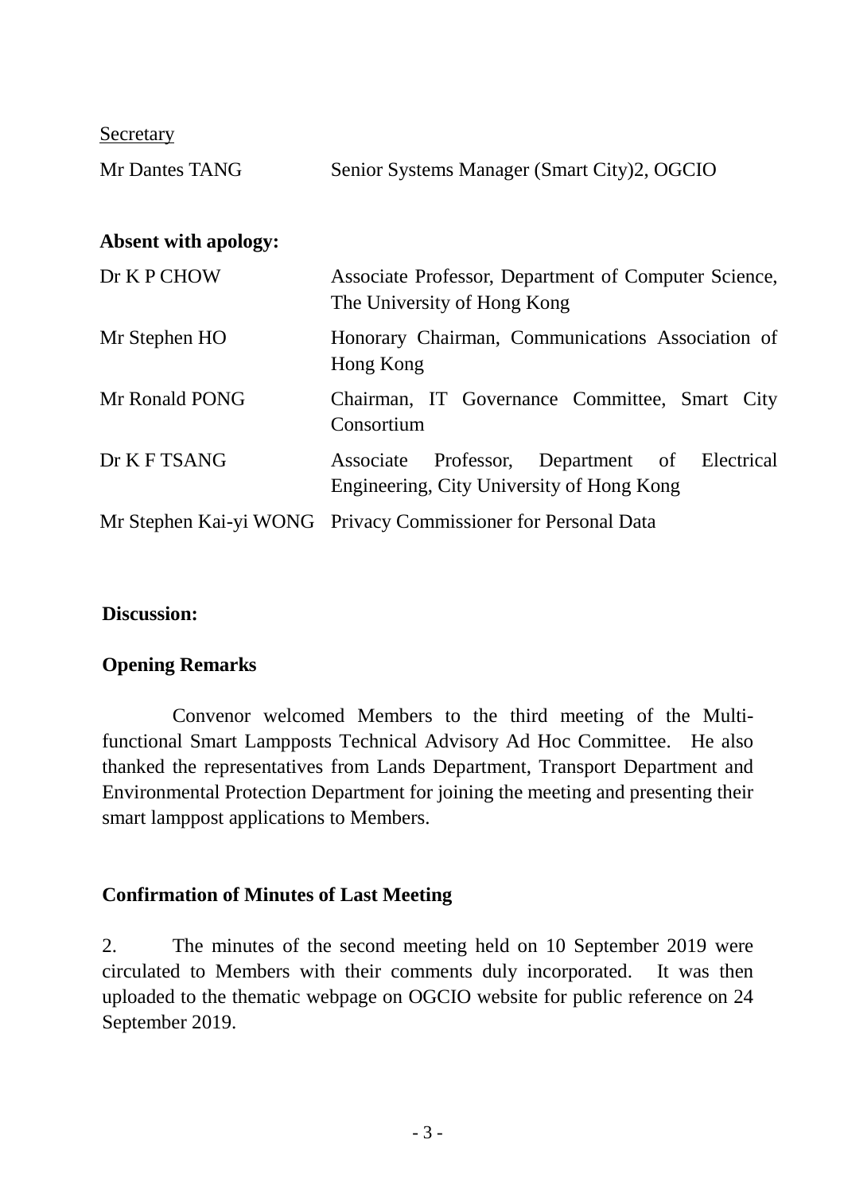Secretary

| | |
|---|---|
| Mr Dantes TANG | Senior Systems Manager (Smart City)2, OGCIO |

**Absent with apology:**

| | |
|---|---|
| Dr K P CHOW | Associate Professor, Department of Computer Science, The University of Hong Kong |
| Mr Stephen HO | Honorary Chairman, Communications Association of Hong Kong |
| Mr Ronald PONG | Chairman, IT Governance Committee, Smart City Consortium |
| Dr K F TSANG | Associate Professor, Department of Electrical Engineering, City University of Hong Kong |
| Mr Stephen Kai-yi WONG | Privacy Commissioner for Personal Data |

**Discussion:**

**Opening Remarks**

Convenor welcomed Members to the third meeting of the Multi-functional Smart Lampposts Technical Advisory Ad Hoc Committee. He also thanked the representatives from Lands Department, Transport Department and Environmental Protection Department for joining the meeting and presenting their smart lamppost applications to Members.

**Confirmation of Minutes of Last Meeting**

2. The minutes of the second meeting held on 10 September 2019 were circulated to Members with their comments duly incorporated. It was then uploaded to the thematic webpage on OGCIO website for public reference on 24 September 2019.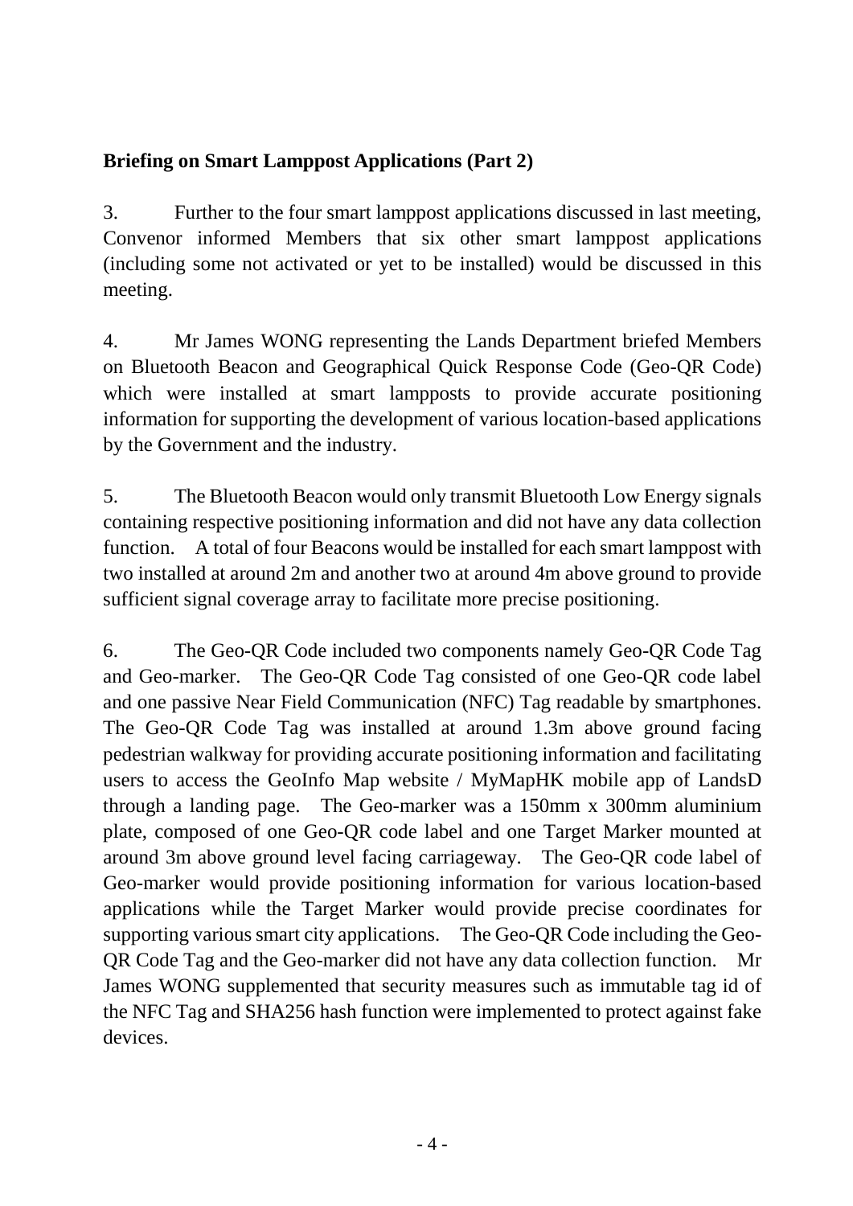**Briefing on Smart Lamppost Applications (Part 2)**

3. Further to the four smart lamppost applications discussed in last meeting, Convenor informed Members that six other smart lamppost applications (including some not activated or yet to be installed) would be discussed in this meeting.

4. Mr James WONG representing the Lands Department briefed Members on Bluetooth Beacon and Geographical Quick Response Code (Geo-QR Code) which were installed at smart lampposts to provide accurate positioning information for supporting the development of various location-based applications by the Government and the industry.

5. The Bluetooth Beacon would only transmit Bluetooth Low Energy signals containing respective positioning information and did not have any data collection function. A total of four Beacons would be installed for each smart lamppost with two installed at around 2m and another two at around 4m above ground to provide sufficient signal coverage array to facilitate more precise positioning.

6. The Geo-QR Code included two components namely Geo-QR Code Tag and Geo-marker. The Geo-QR Code Tag consisted of one Geo-QR code label and one passive Near Field Communication (NFC) Tag readable by smartphones. The Geo-QR Code Tag was installed at around 1.3m above ground facing pedestrian walkway for providing accurate positioning information and facilitating users to access the GeoInfo Map website / MyMapHK mobile app of LandsD through a landing page. The Geo-marker was a 150mm x 300mm aluminium plate, composed of one Geo-QR code label and one Target Marker mounted at around 3m above ground level facing carriageway. The Geo-QR code label of Geo-marker would provide positioning information for various location-based applications while the Target Marker would provide precise coordinates for supporting various smart city applications. The Geo-QR Code including the Geo-QR Code Tag and the Geo-marker did not have any data collection function. Mr James WONG supplemented that security measures such as immutable tag id of the NFC Tag and SHA256 hash function were implemented to protect against fake devices.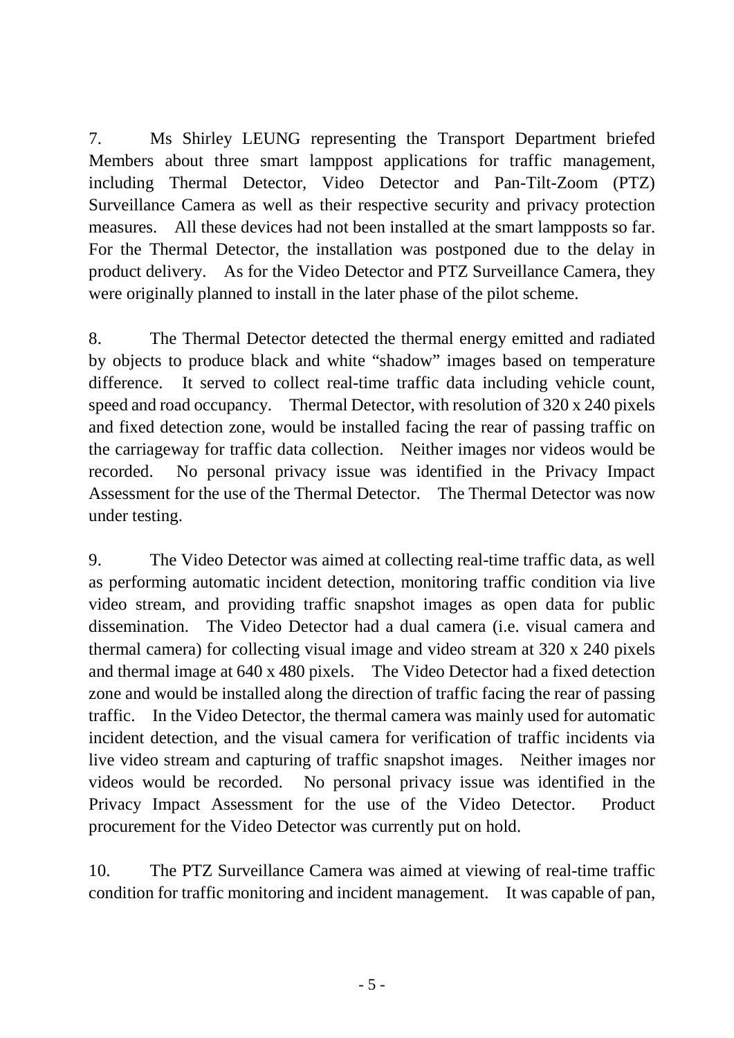7. Ms Shirley LEUNG representing the Transport Department briefed Members about three smart lamppost applications for traffic management, including Thermal Detector, Video Detector and Pan-Tilt-Zoom (PTZ) Surveillance Camera as well as their respective security and privacy protection measures. All these devices had not been installed at the smart lampposts so far. For the Thermal Detector, the installation was postponed due to the delay in product delivery. As for the Video Detector and PTZ Surveillance Camera, they were originally planned to install in the later phase of the pilot scheme.

8. The Thermal Detector detected the thermal energy emitted and radiated by objects to produce black and white "shadow" images based on temperature difference. It served to collect real-time traffic data including vehicle count, speed and road occupancy. Thermal Detector, with resolution of 320 x 240 pixels and fixed detection zone, would be installed facing the rear of passing traffic on the carriageway for traffic data collection. Neither images nor videos would be recorded. No personal privacy issue was identified in the Privacy Impact Assessment for the use of the Thermal Detector. The Thermal Detector was now under testing.

9. The Video Detector was aimed at collecting real-time traffic data, as well as performing automatic incident detection, monitoring traffic condition via live video stream, and providing traffic snapshot images as open data for public dissemination. The Video Detector had a dual camera (i.e. visual camera and thermal camera) for collecting visual image and video stream at 320 x 240 pixels and thermal image at 640 x 480 pixels. The Video Detector had a fixed detection zone and would be installed along the direction of traffic facing the rear of passing traffic. In the Video Detector, the thermal camera was mainly used for automatic incident detection, and the visual camera for verification of traffic incidents via live video stream and capturing of traffic snapshot images. Neither images nor videos would be recorded. No personal privacy issue was identified in the Privacy Impact Assessment for the use of the Video Detector. Product procurement for the Video Detector was currently put on hold.

10. The PTZ Surveillance Camera was aimed at viewing of real-time traffic condition for traffic monitoring and incident management. It was capable of pan,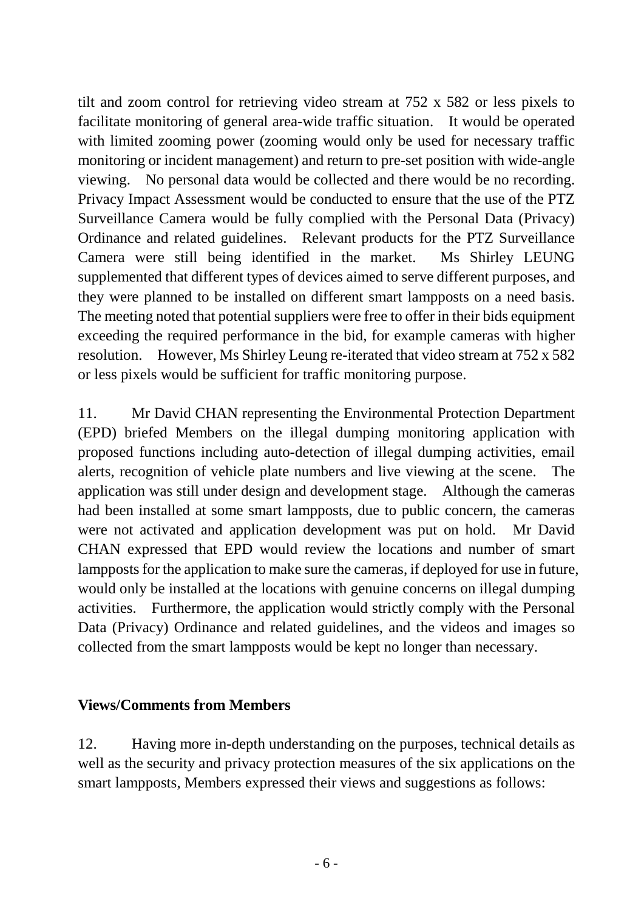tilt and zoom control for retrieving video stream at 752 x 582 or less pixels to facilitate monitoring of general area-wide traffic situation. It would be operated with limited zooming power (zooming would only be used for necessary traffic monitoring or incident management) and return to pre-set position with wide-angle viewing. No personal data would be collected and there would be no recording. Privacy Impact Assessment would be conducted to ensure that the use of the PTZ Surveillance Camera would be fully complied with the Personal Data (Privacy) Ordinance and related guidelines. Relevant products for the PTZ Surveillance Camera were still being identified in the market. Ms Shirley LEUNG supplemented that different types of devices aimed to serve different purposes, and they were planned to be installed on different smart lampposts on a need basis. The meeting noted that potential suppliers were free to offer in their bids equipment exceeding the required performance in the bid, for example cameras with higher resolution. However, Ms Shirley Leung re-iterated that video stream at 752 x 582 or less pixels would be sufficient for traffic monitoring purpose.

11. Mr David CHAN representing the Environmental Protection Department (EPD) briefed Members on the illegal dumping monitoring application with proposed functions including auto-detection of illegal dumping activities, email alerts, recognition of vehicle plate numbers and live viewing at the scene. The application was still under design and development stage. Although the cameras had been installed at some smart lampposts, due to public concern, the cameras were not activated and application development was put on hold. Mr David CHAN expressed that EPD would review the locations and number of smart lampposts for the application to make sure the cameras, if deployed for use in future, would only be installed at the locations with genuine concerns on illegal dumping activities. Furthermore, the application would strictly comply with the Personal Data (Privacy) Ordinance and related guidelines, and the videos and images so collected from the smart lampposts would be kept no longer than necessary.

**Views/Comments from Members**

12. Having more in-depth understanding on the purposes, technical details as well as the security and privacy protection measures of the six applications on the smart lampposts, Members expressed their views and suggestions as follows: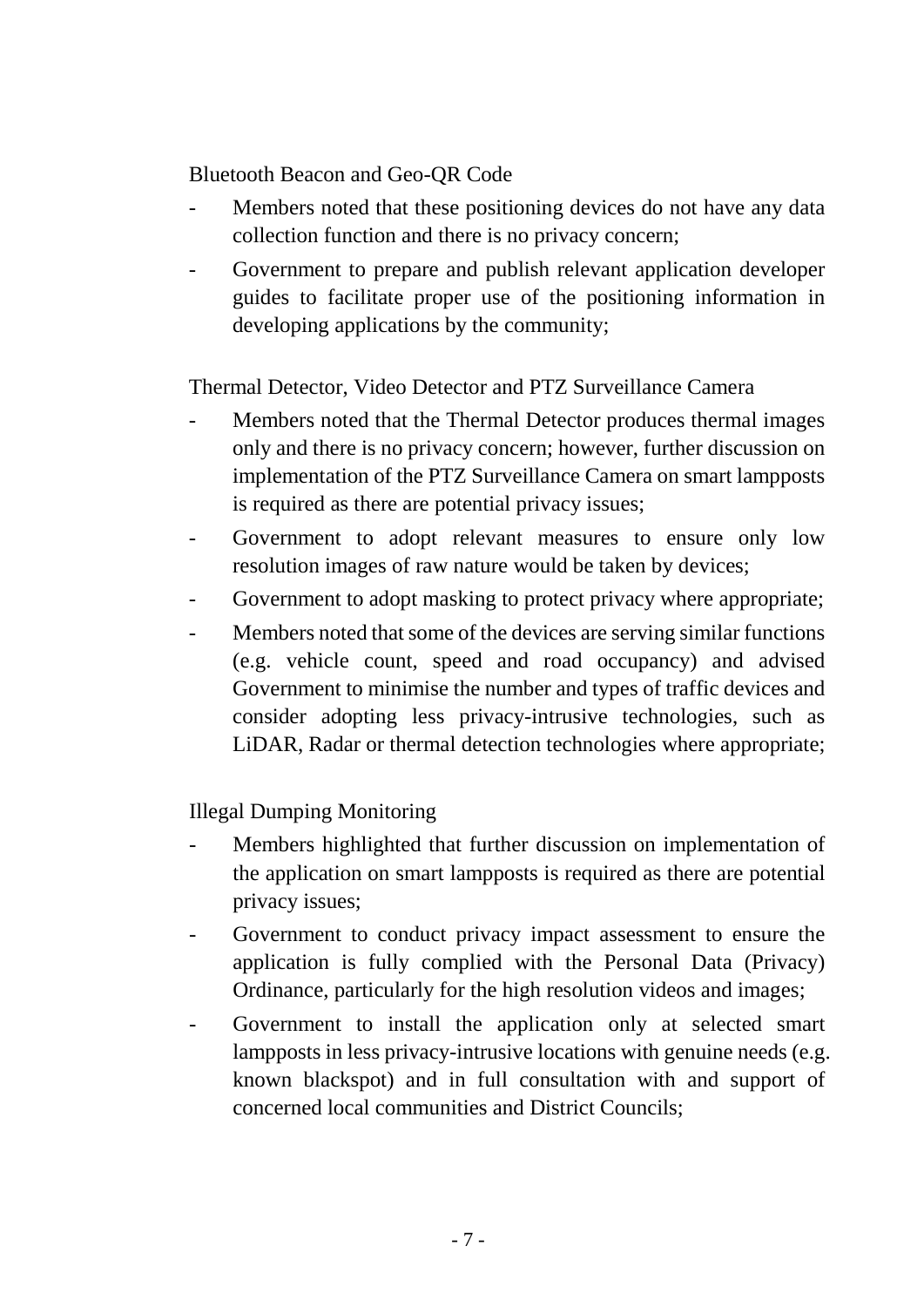Bluetooth Beacon and Geo-QR Code

- Members noted that these positioning devices do not have any data collection function and there is no privacy concern;
- Government to prepare and publish relevant application developer guides to facilitate proper use of the positioning information in developing applications by the community;

Thermal Detector, Video Detector and PTZ Surveillance Camera

- Members noted that the Thermal Detector produces thermal images only and there is no privacy concern; however, further discussion on implementation of the PTZ Surveillance Camera on smart lampposts is required as there are potential privacy issues;
- Government to adopt relevant measures to ensure only low resolution images of raw nature would be taken by devices;
- Government to adopt masking to protect privacy where appropriate;
- Members noted that some of the devices are serving similar functions (e.g. vehicle count, speed and road occupancy) and advised Government to minimise the number and types of traffic devices and consider adopting less privacy-intrusive technologies, such as LiDAR, Radar or thermal detection technologies where appropriate;

Illegal Dumping Monitoring

- Members highlighted that further discussion on implementation of the application on smart lampposts is required as there are potential privacy issues;
- Government to conduct privacy impact assessment to ensure the application is fully complied with the Personal Data (Privacy) Ordinance, particularly for the high resolution videos and images;
- Government to install the application only at selected smart lampposts in less privacy-intrusive locations with genuine needs (e.g. known blackspot) and in full consultation with and support of concerned local communities and District Councils;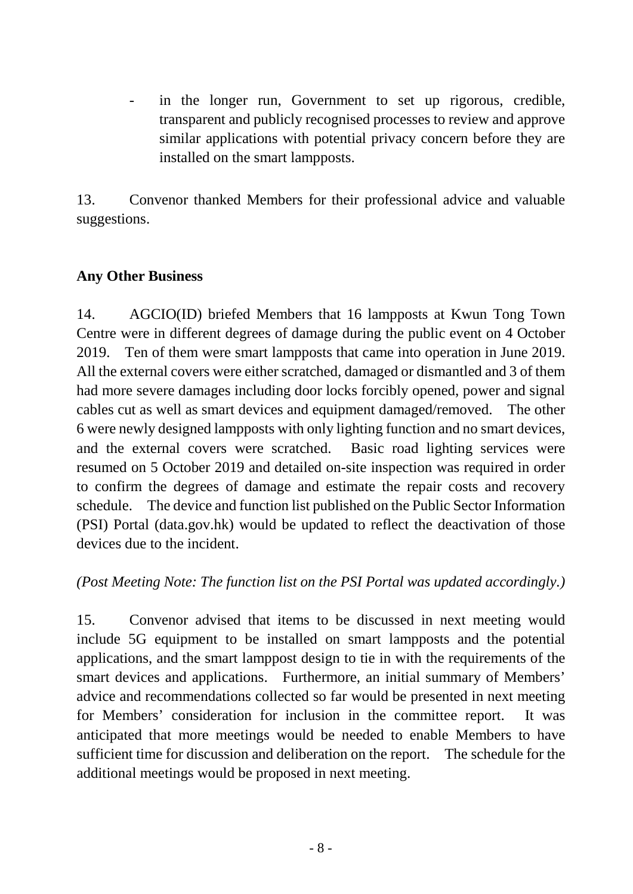- in the longer run, Government to set up rigorous, credible, transparent and publicly recognised processes to review and approve similar applications with potential privacy concern before they are installed on the smart lampposts.

13. Convenor thanked Members for their professional advice and valuable suggestions.

**Any Other Business**

14. AGCIO(ID) briefed Members that 16 lampposts at Kwun Tong Town Centre were in different degrees of damage during the public event on 4 October 2019. Ten of them were smart lampposts that came into operation in June 2019. All the external covers were either scratched, damaged or dismantled and 3 of them had more severe damages including door locks forcibly opened, power and signal cables cut as well as smart devices and equipment damaged/removed. The other 6 were newly designed lampposts with only lighting function and no smart devices, and the external covers were scratched. Basic road lighting services were resumed on 5 October 2019 and detailed on-site inspection was required in order to confirm the degrees of damage and estimate the repair costs and recovery schedule. The device and function list published on the Public Sector Information (PSI) Portal (data.gov.hk) would be updated to reflect the deactivation of those devices due to the incident.

*(Post Meeting Note: The function list on the PSI Portal was updated accordingly.)*

15. Convenor advised that items to be discussed in next meeting would include 5G equipment to be installed on smart lampposts and the potential applications, and the smart lamppost design to tie in with the requirements of the smart devices and applications. Furthermore, an initial summary of Members' advice and recommendations collected so far would be presented in next meeting for Members' consideration for inclusion in the committee report. It was anticipated that more meetings would be needed to enable Members to have sufficient time for discussion and deliberation on the report. The schedule for the additional meetings would be proposed in next meeting.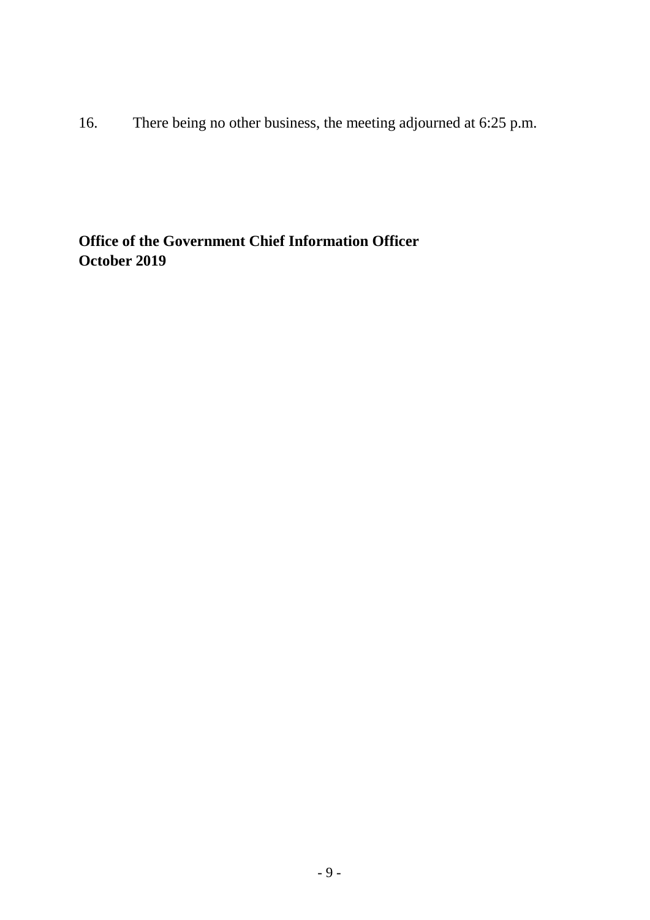16. There being no other business, the meeting adjourned at 6:25 p.m.

**Office of the Government Chief Information Officer**
**October 2019**